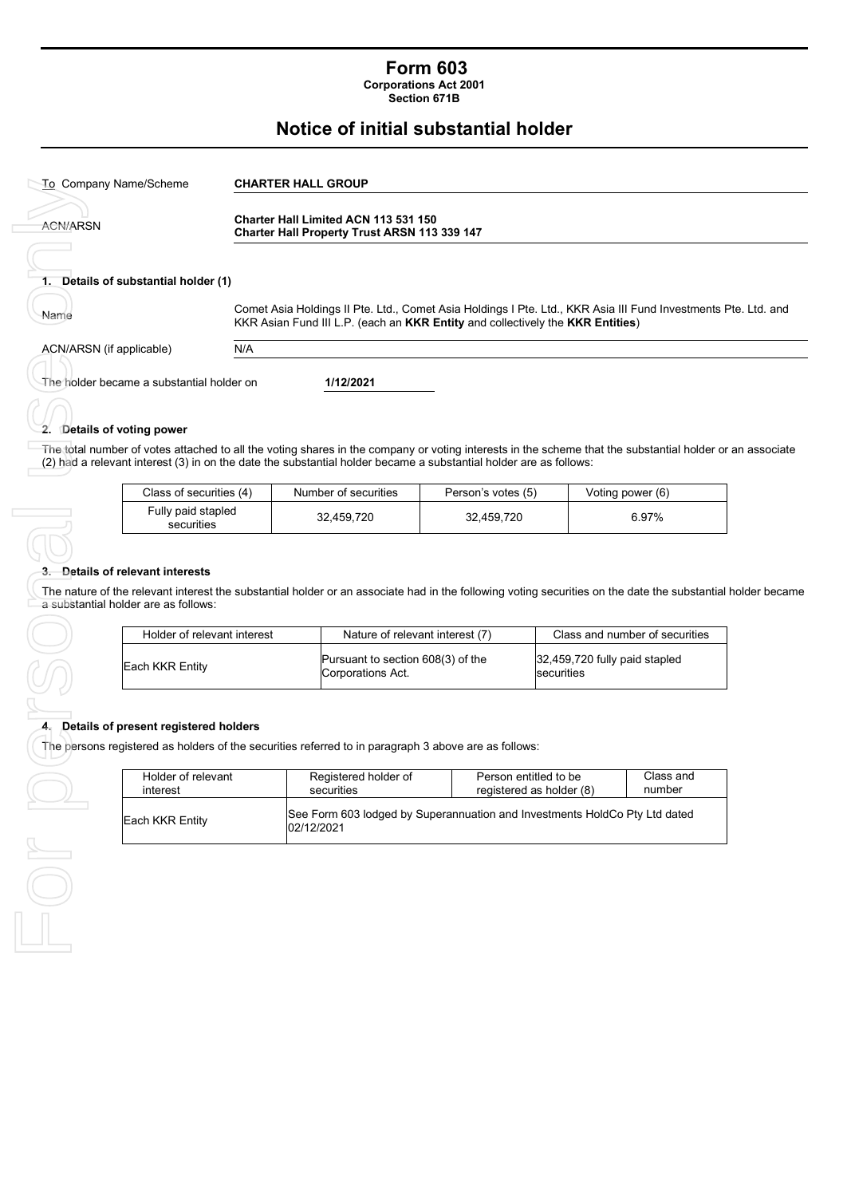# Form 603

**Corporations Act 2001**
**Section 671B**

## Notice of initial substantial holder

| | |
|---|---|
| To Company Name/Scheme | **CHARTER HALL GROUP** |
| ACN/ARSN | **Charter Hall Limited ACN 113 531 150**<br>**Charter Hall Property Trust ARSN 113 339 147** |

### 1. Details of substantial holder (1)

| | |
|---|---|
| Name | Comet Asia Holdings II Pte. Ltd., Comet Asia Holdings I Pte. Ltd., KKR Asia III Fund Investments Pte. Ltd. and KKR Asian Fund III L.P. (each an **KKR Entity** and collectively the **KKR Entities**) |
| ACN/ARSN (if applicable) | N/A |

The holder became a substantial holder on **1/12/2021**

### 2. Details of voting power

The total number of votes attached to all the voting shares in the company or voting interests in the scheme that the substantial holder or an associate (2) had a relevant interest (3) in on the date the substantial holder became a substantial holder are as follows:

| Class of securities (4) | Number of securities | Person's votes (5) | Voting power (6) |
|---|---|---|---|
| Fully paid stapled securities | 32,459,720 | 32,459,720 | 6.97% |

### 3. Details of relevant interests

The nature of the relevant interest the substantial holder or an associate had in the following voting securities on the date the substantial holder became a substantial holder are as follows:

| Holder of relevant interest | Nature of relevant interest (7) | Class and number of securities |
|---|---|---|
| Each KKR Entity | Pursuant to section 608(3) of the Corporations Act. | 32,459,720 fully paid stapled securities |

### 4. Details of present registered holders

The persons registered as holders of the securities referred to in paragraph 3 above are as follows:

| Holder of relevant interest | Registered holder of securities | Person entitled to be registered as holder (8) | Class and number |
|---|---|---|---|
| Each KKR Entity | See Form 603 lodged by Superannuation and Investments HoldCo Pty Ltd dated 02/12/2021 | | |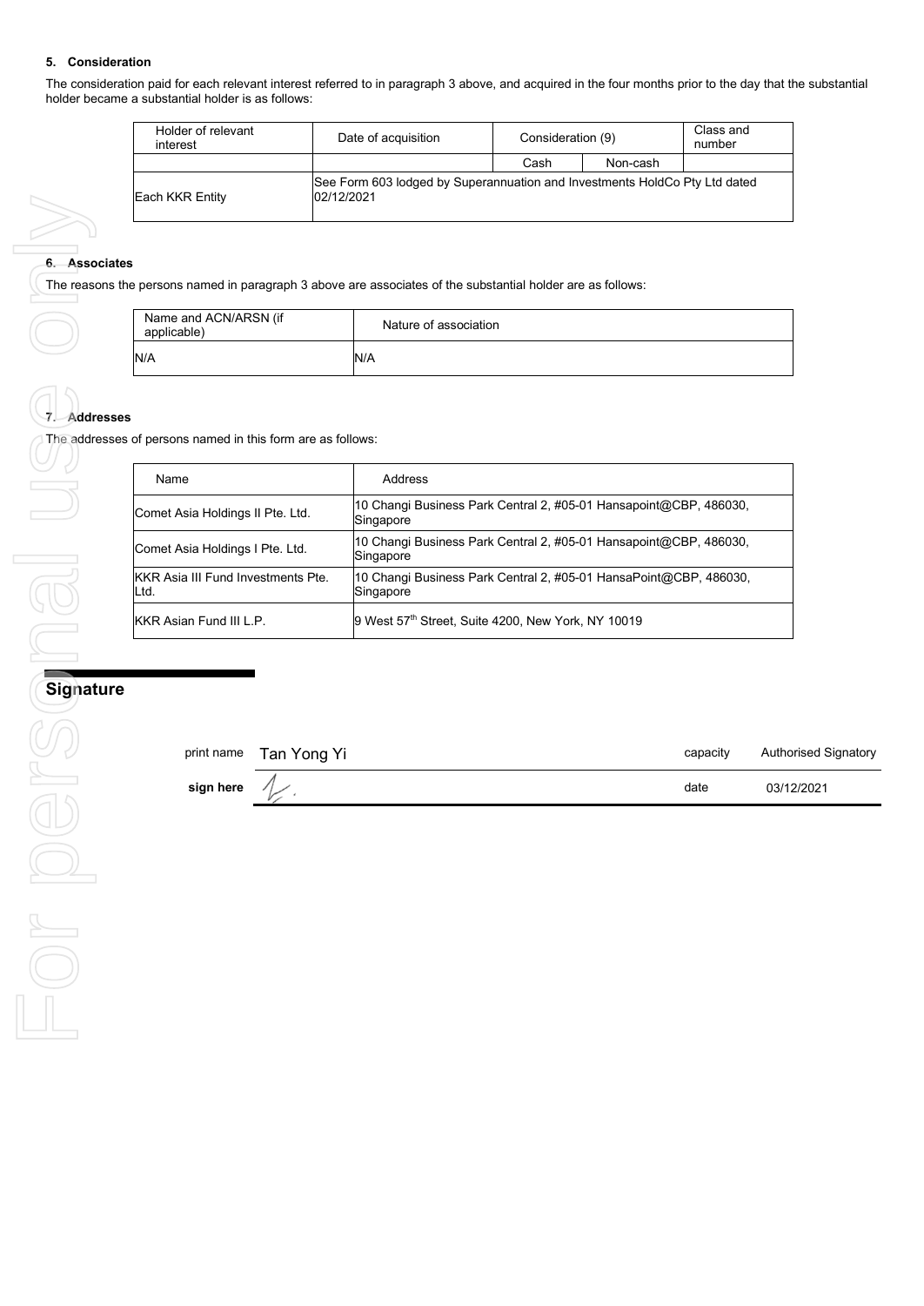### 5. Consideration

The consideration paid for each relevant interest referred to in paragraph 3 above, and acquired in the four months prior to the day that the substantial holder became a substantial holder is as follows:

| Holder of relevant interest | Date of acquisition | Consideration (9) | | Class and number |
|---|---|---|---|---|
| | | Cash | Non-cash | |
| Each KKR Entity | See Form 603 lodged by Superannuation and Investments HoldCo Pty Ltd dated 02/12/2021 | | | |

### 6. Associates

The reasons the persons named in paragraph 3 above are associates of the substantial holder are as follows:

| Name and ACN/ARSN (if applicable) | Nature of association |
|---|---|
| N/A | N/A |

### 7. Addresses

The addresses of persons named in this form are as follows:

| Name | Address |
|---|---|
| Comet Asia Holdings II Pte. Ltd. | 10 Changi Business Park Central 2, #05-01 Hansapoint@CBP, 486030, Singapore |
| Comet Asia Holdings I Pte. Ltd. | 10 Changi Business Park Central 2, #05-01 Hansapoint@CBP, 486030, Singapore |
| KKR Asia III Fund Investments Pte. Ltd. | 10 Changi Business Park Central 2, #05-01 HansaPoint@CBP, 486030, Singapore |
| KKR Asian Fund III L.P. | 9 West 57th Street, Suite 4200, New York, NY 10019 |

## Signature

| | | | |
|---|---|---|---|
| print name | Tan Yong Yi | capacity | Authorised Signatory |
| **sign here** | | date | 03/12/2021 |